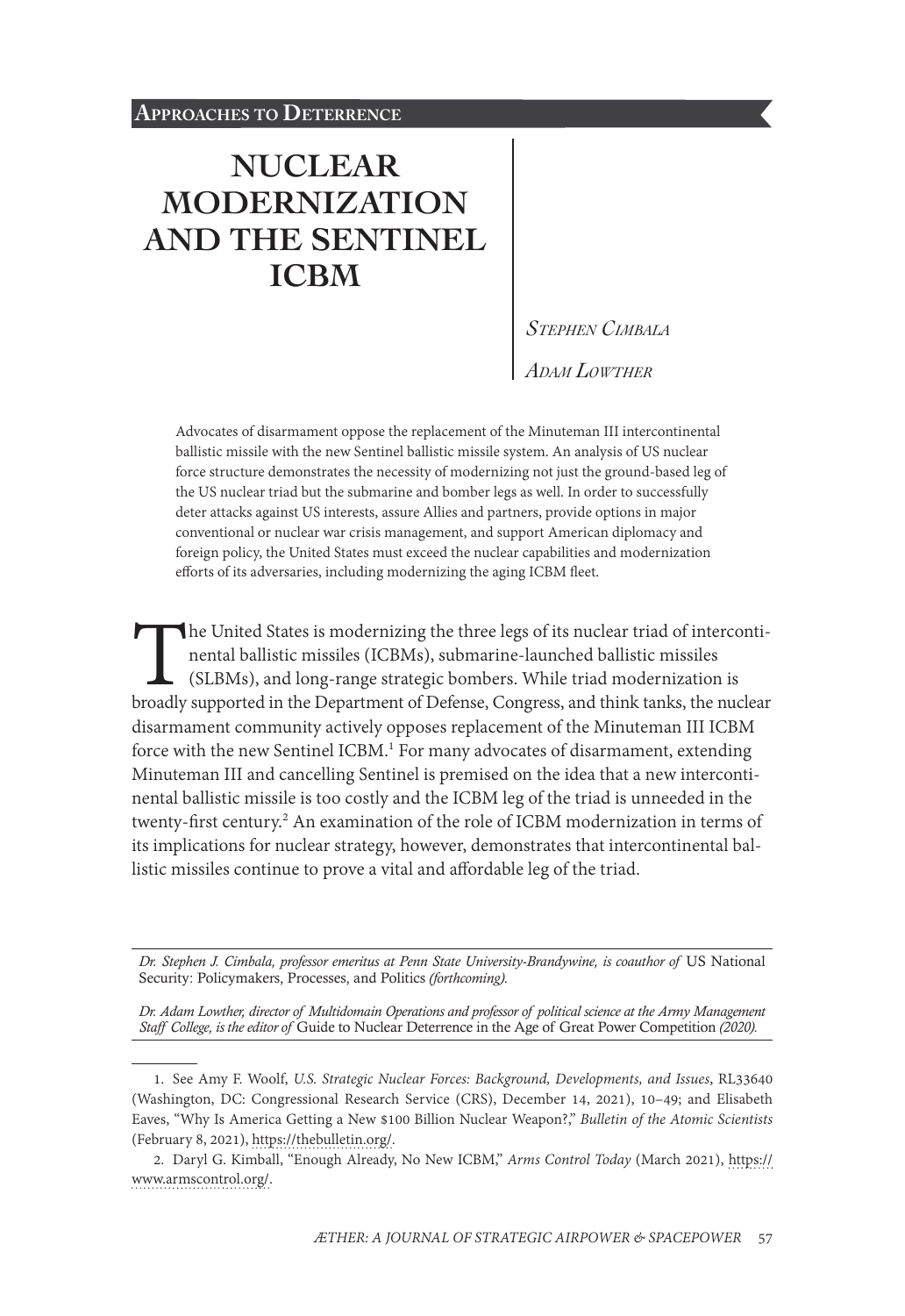**Approaches to Deterrence**

# NUCLEAR MODERNIZATION AND THE SENTINEL ICBM

*Stephen Cimbala*

*Adam Lowther*

Advocates of disarmament oppose the replacement of the Minuteman III intercontinental ballistic missile with the new Sentinel ballistic missile system. An analysis of US nuclear force structure demonstrates the necessity of modernizing not just the ground-based leg of the US nuclear triad but the submarine and bomber legs as well. In order to successfully deter attacks against US interests, assure Allies and partners, provide options in major conventional or nuclear war crisis management, and support American diplomacy and foreign policy, the United States must exceed the nuclear capabilities and modernization efforts of its adversaries, including modernizing the aging ICBM fleet.

The United States is modernizing the three legs of its nuclear triad of intercontinental ballistic missiles (ICBMs), submarine-launched ballistic missiles (SLBMs), and long-range strategic bombers. While triad modernization is broadly supported in the Department of Defense, Congress, and think tanks, the nuclear disarmament community actively opposes replacement of the Minuteman III ICBM force with the new Sentinel ICBM.[1] For many advocates of disarmament, extending Minuteman III and cancelling Sentinel is premised on the idea that a new intercontinental ballistic missile is too costly and the ICBM leg of the triad is unneeded in the twenty-first century.[2] An examination of the role of ICBM modernization in terms of its implications for nuclear strategy, however, demonstrates that intercontinental ballistic missiles continue to prove a vital and affordable leg of the triad.

*Dr. Stephen J. Cimbala, professor emeritus at Penn State University-Brandywine, is coauthor of* US National Security: Policymakers, Processes, and Politics *(forthcoming).*

*Dr. Adam Lowther, director of Multidomain Operations and professor of political science at the Army Management Staff College, is the editor of* Guide to Nuclear Deterrence in the Age of Great Power Competition *(2020).*

1. See Amy F. Woolf, *U.S. Strategic Nuclear Forces: Background, Developments, and Issues*, RL33640 (Washington, DC: Congressional Research Service (CRS), December 14, 2021), 10–49; and Elisabeth Eaves, "Why Is America Getting a New $100 Billion Nuclear Weapon?," *Bulletin of the Atomic Scientists* (February 8, 2021), https://thebulletin.org/.

2. Daryl G. Kimball, "Enough Already, No New ICBM," *Arms Control Today* (March 2021), https://www.armscontrol.org/.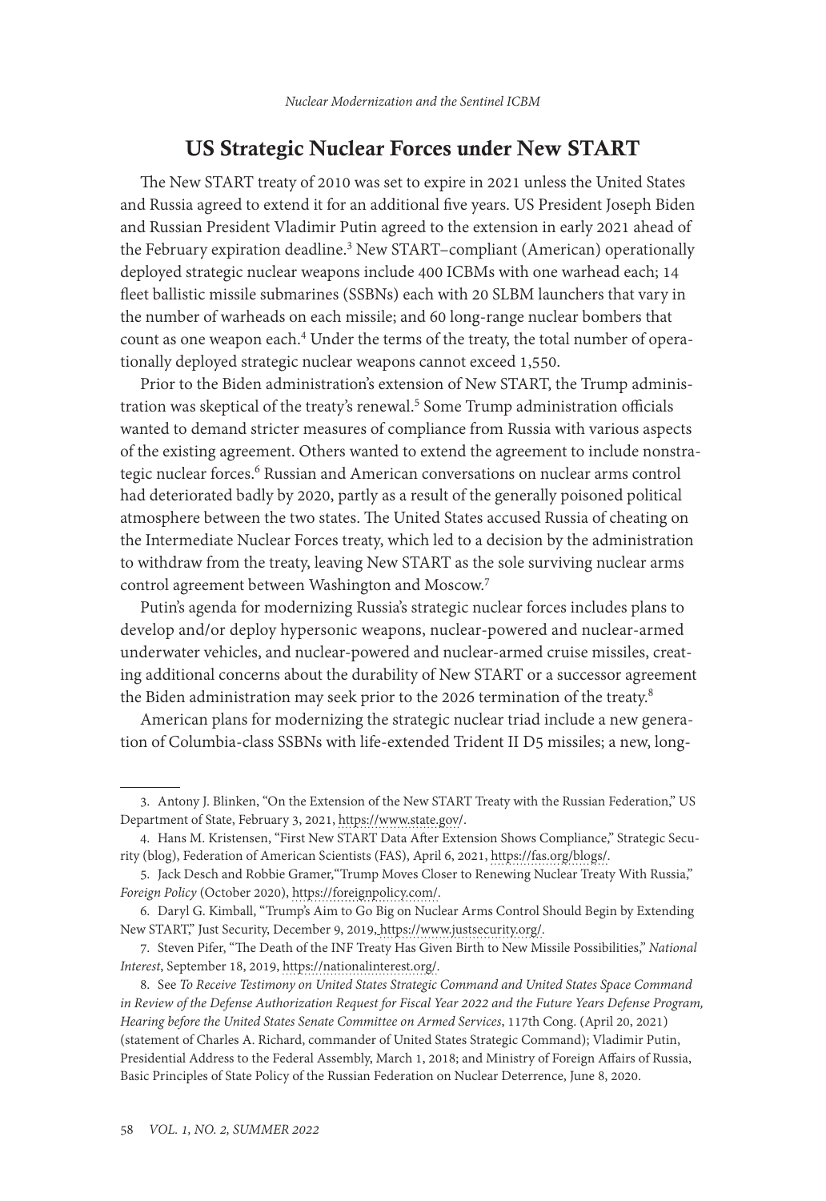## US Strategic Nuclear Forces under New START

The New START treaty of 2010 was set to expire in 2021 unless the United States and Russia agreed to extend it for an additional five years. US President Joseph Biden and Russian President Vladimir Putin agreed to the extension in early 2021 ahead of the February expiration deadline.[3] New START–compliant (American) operationally deployed strategic nuclear weapons include 400 ICBMs with one warhead each; 14 fleet ballistic missile submarines (SSBNs) each with 20 SLBM launchers that vary in the number of warheads on each missile; and 60 long-range nuclear bombers that count as one weapon each.[4] Under the terms of the treaty, the total number of operationally deployed strategic nuclear weapons cannot exceed 1,550.

Prior to the Biden administration's extension of New START, the Trump administration was skeptical of the treaty's renewal.[5] Some Trump administration officials wanted to demand stricter measures of compliance from Russia with various aspects of the existing agreement. Others wanted to extend the agreement to include nonstrategic nuclear forces.[6] Russian and American conversations on nuclear arms control had deteriorated badly by 2020, partly as a result of the generally poisoned political atmosphere between the two states. The United States accused Russia of cheating on the Intermediate Nuclear Forces treaty, which led to a decision by the administration to withdraw from the treaty, leaving New START as the sole surviving nuclear arms control agreement between Washington and Moscow.[7]

Putin's agenda for modernizing Russia's strategic nuclear forces includes plans to develop and/or deploy hypersonic weapons, nuclear-powered and nuclear-armed underwater vehicles, and nuclear-powered and nuclear-armed cruise missiles, creating additional concerns about the durability of New START or a successor agreement the Biden administration may seek prior to the 2026 termination of the treaty.[8]

American plans for modernizing the strategic nuclear triad include a new generation of Columbia-class SSBNs with life-extended Trident II D5 missiles; a new, long-

---

3. Antony J. Blinken, "On the Extension of the New START Treaty with the Russian Federation," US Department of State, February 3, 2021, https://www.state.gov/.

4. Hans M. Kristensen, "First New START Data After Extension Shows Compliance," Strategic Security (blog), Federation of American Scientists (FAS), April 6, 2021, https://fas.org/blogs/.

5. Jack Desch and Robbie Gramer,"Trump Moves Closer to Renewing Nuclear Treaty With Russia," *Foreign Policy* (October 2020), https://foreignpolicy.com/.

6. Daryl G. Kimball, "Trump's Aim to Go Big on Nuclear Arms Control Should Begin by Extending New START," Just Security, December 9, 2019, https://www.justsecurity.org/.

7. Steven Pifer, "The Death of the INF Treaty Has Given Birth to New Missile Possibilities," *National Interest*, September 18, 2019, https://nationalinterest.org/.

8. See *To Receive Testimony on United States Strategic Command and United States Space Command in Review of the Defense Authorization Request for Fiscal Year 2022 and the Future Years Defense Program, Hearing before the United States Senate Committee on Armed Services*, 117th Cong. (April 20, 2021) (statement of Charles A. Richard, commander of United States Strategic Command); Vladimir Putin, Presidential Address to the Federal Assembly, March 1, 2018; and Ministry of Foreign Affairs of Russia, Basic Principles of State Policy of the Russian Federation on Nuclear Deterrence, June 8, 2020.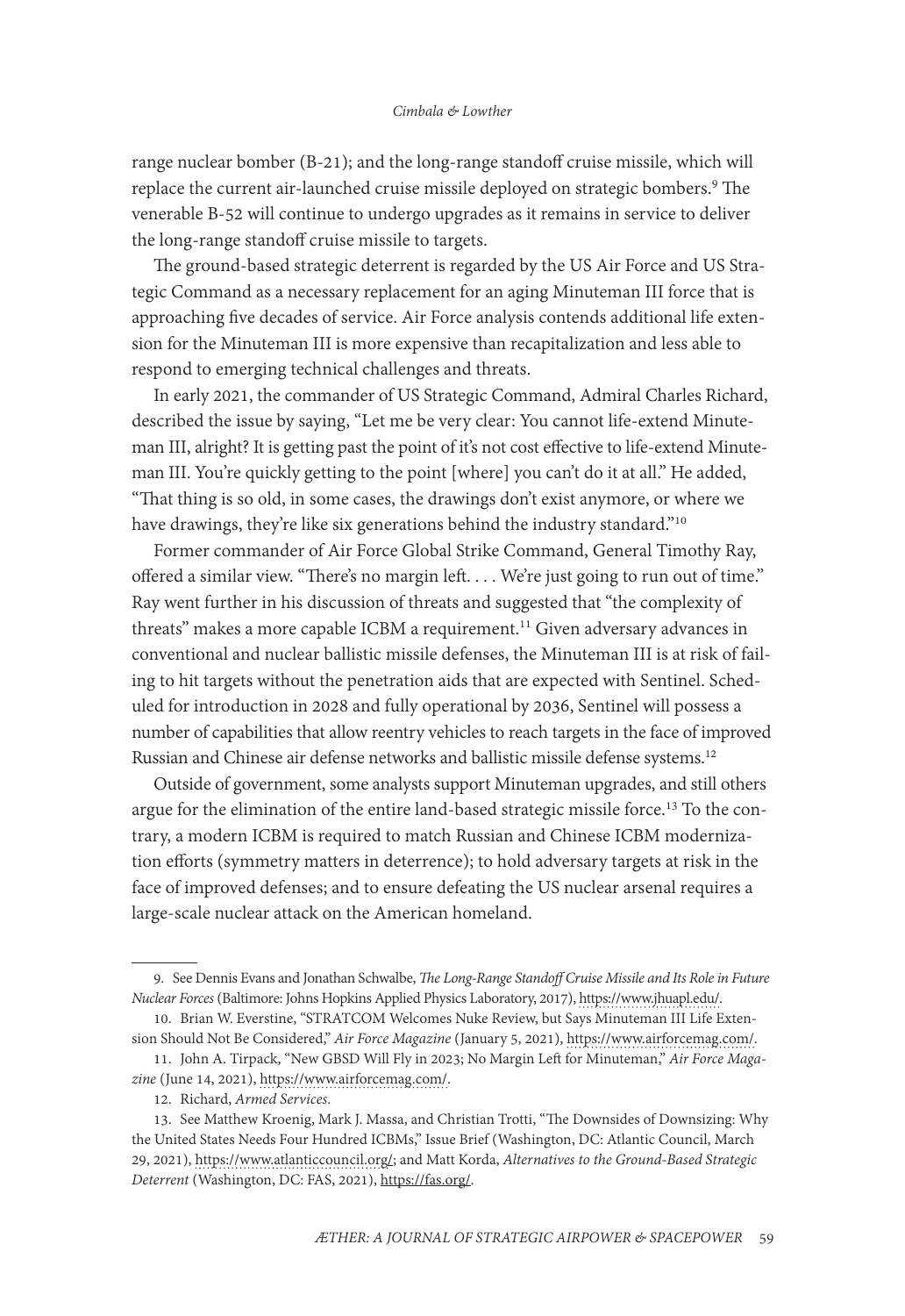range nuclear bomber (B-21); and the long-range standoff cruise missile, which will replace the current air-launched cruise missile deployed on strategic bombers.[9] The venerable B-52 will continue to undergo upgrades as it remains in service to deliver the long-range standoff cruise missile to targets.

The ground-based strategic deterrent is regarded by the US Air Force and US Strategic Command as a necessary replacement for an aging Minuteman III force that is approaching five decades of service. Air Force analysis contends additional life extension for the Minuteman III is more expensive than recapitalization and less able to respond to emerging technical challenges and threats.

In early 2021, the commander of US Strategic Command, Admiral Charles Richard, described the issue by saying, "Let me be very clear: You cannot life-extend Minuteman III, alright? It is getting past the point of it's not cost effective to life-extend Minuteman III. You're quickly getting to the point [where] you can't do it at all." He added, "That thing is so old, in some cases, the drawings don't exist anymore, or where we have drawings, they're like six generations behind the industry standard."[10]

Former commander of Air Force Global Strike Command, General Timothy Ray, offered a similar view. "There's no margin left. . . . We're just going to run out of time." Ray went further in his discussion of threats and suggested that "the complexity of threats" makes a more capable ICBM a requirement.[11] Given adversary advances in conventional and nuclear ballistic missile defenses, the Minuteman III is at risk of failing to hit targets without the penetration aids that are expected with Sentinel. Scheduled for introduction in 2028 and fully operational by 2036, Sentinel will possess a number of capabilities that allow reentry vehicles to reach targets in the face of improved Russian and Chinese air defense networks and ballistic missile defense systems.[12]

Outside of government, some analysts support Minuteman upgrades, and still others argue for the elimination of the entire land-based strategic missile force.[13] To the contrary, a modern ICBM is required to match Russian and Chinese ICBM modernization efforts (symmetry matters in deterrence); to hold adversary targets at risk in the face of improved defenses; and to ensure defeating the US nuclear arsenal requires a large-scale nuclear attack on the American homeland.

---

9. See Dennis Evans and Jonathan Schwalbe, *The Long-Range Standoff Cruise Missile and Its Role in Future Nuclear Forces* (Baltimore: Johns Hopkins Applied Physics Laboratory, 2017), https://www.jhuapl.edu/.

10. Brian W. Everstine, "STRATCOM Welcomes Nuke Review, but Says Minuteman III Life Extension Should Not Be Considered," *Air Force Magazine* (January 5, 2021), https://www.airforcemag.com/.

11. John A. Tirpack, "New GBSD Will Fly in 2023; No Margin Left for Minuteman," *Air Force Magazine* (June 14, 2021), https://www.airforcemag.com/.

12. Richard, *Armed Services*.

13. See Matthew Kroenig, Mark J. Massa, and Christian Trotti, "The Downsides of Downsizing: Why the United States Needs Four Hundred ICBMs," Issue Brief (Washington, DC: Atlantic Council, March 29, 2021), https://www.atlanticcouncil.org/; and Matt Korda, *Alternatives to the Ground-Based Strategic Deterrent* (Washington, DC: FAS, 2021), https://fas.org/.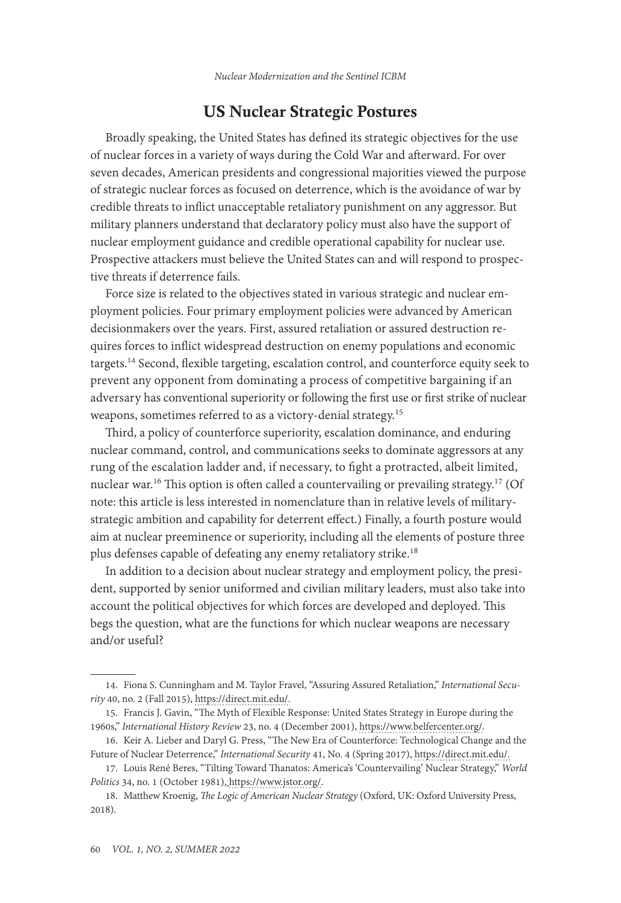## US Nuclear Strategic Postures

Broadly speaking, the United States has defined its strategic objectives for the use of nuclear forces in a variety of ways during the Cold War and afterward. For over seven decades, American presidents and congressional majorities viewed the purpose of strategic nuclear forces as focused on deterrence, which is the avoidance of war by credible threats to inflict unacceptable retaliatory punishment on any aggressor. But military planners understand that declaratory policy must also have the support of nuclear employment guidance and credible operational capability for nuclear use. Prospective attackers must believe the United States can and will respond to prospective threats if deterrence fails.

Force size is related to the objectives stated in various strategic and nuclear employment policies. Four primary employment policies were advanced by American decisionmakers over the years. First, assured retaliation or assured destruction requires forces to inflict widespread destruction on enemy populations and economic targets.[14] Second, flexible targeting, escalation control, and counterforce equity seek to prevent any opponent from dominating a process of competitive bargaining if an adversary has conventional superiority or following the first use or first strike of nuclear weapons, sometimes referred to as a victory-denial strategy.[15]

Third, a policy of counterforce superiority, escalation dominance, and enduring nuclear command, control, and communications seeks to dominate aggressors at any rung of the escalation ladder and, if necessary, to fight a protracted, albeit limited, nuclear war.[16] This option is often called a countervailing or prevailing strategy.[17] (Of note: this article is less interested in nomenclature than in relative levels of military-strategic ambition and capability for deterrent effect.) Finally, a fourth posture would aim at nuclear preeminence or superiority, including all the elements of posture three plus defenses capable of defeating any enemy retaliatory strike.[18]

In addition to a decision about nuclear strategy and employment policy, the president, supported by senior uniformed and civilian military leaders, must also take into account the political objectives for which forces are developed and deployed. This begs the question, what are the functions for which nuclear weapons are necessary and/or useful?

---

14. Fiona S. Cunningham and M. Taylor Fravel, "Assuring Assured Retaliation," *International Security* 40, no. 2 (Fall 2015), https://direct.mit.edu/.

15. Francis J. Gavin, "The Myth of Flexible Response: United States Strategy in Europe during the 1960s," *International History Review* 23, no. 4 (December 2001), https://www.belfercenter.org/.

16. Keir A. Lieber and Daryl G. Press, "The New Era of Counterforce: Technological Change and the Future of Nuclear Deterrence," *International Security* 41, No. 4 (Spring 2017), https://direct.mit.edu/.

17. Louis René Beres, "Tilting Toward Thanatos: America's 'Countervailing' Nuclear Strategy," *World Politics* 34, no. 1 (October 1981), https://www.jstor.org/.

18. Matthew Kroenig, *The Logic of American Nuclear Strategy* (Oxford, UK: Oxford University Press, 2018).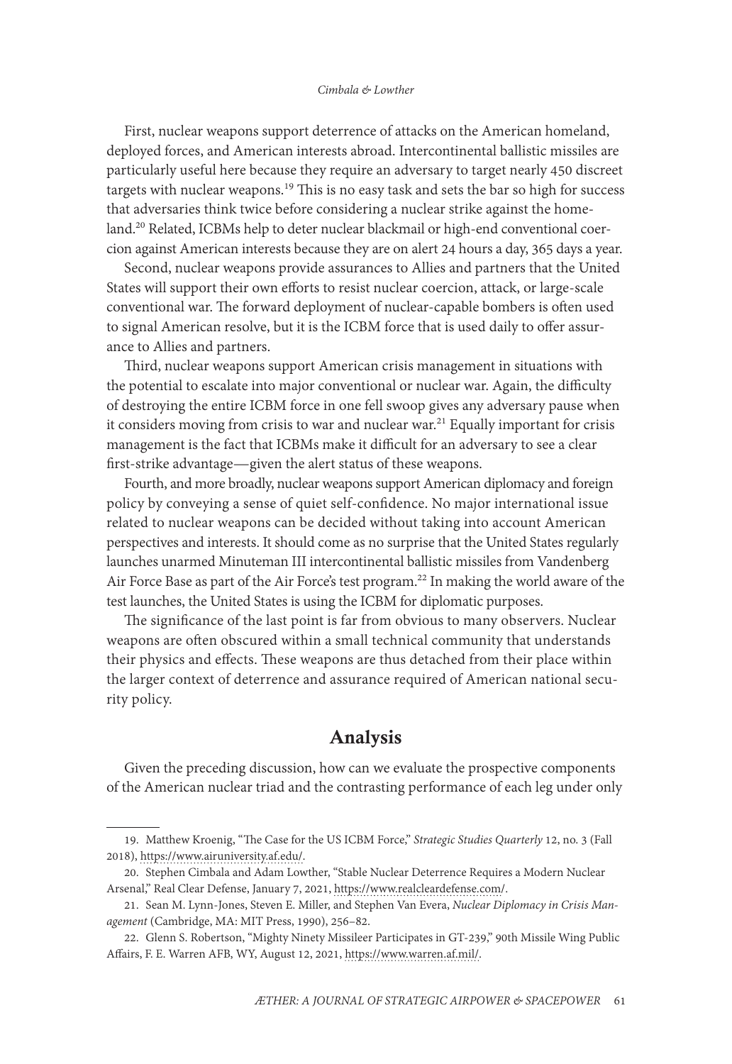First, nuclear weapons support deterrence of attacks on the American homeland, deployed forces, and American interests abroad. Intercontinental ballistic missiles are particularly useful here because they require an adversary to target nearly 450 discreet targets with nuclear weapons.[19] This is no easy task and sets the bar so high for success that adversaries think twice before considering a nuclear strike against the homeland.[20] Related, ICBMs help to deter nuclear blackmail or high-end conventional coercion against American interests because they are on alert 24 hours a day, 365 days a year.

Second, nuclear weapons provide assurances to Allies and partners that the United States will support their own efforts to resist nuclear coercion, attack, or large-scale conventional war. The forward deployment of nuclear-capable bombers is often used to signal American resolve, but it is the ICBM force that is used daily to offer assurance to Allies and partners.

Third, nuclear weapons support American crisis management in situations with the potential to escalate into major conventional or nuclear war. Again, the difficulty of destroying the entire ICBM force in one fell swoop gives any adversary pause when it considers moving from crisis to war and nuclear war.[21] Equally important for crisis management is the fact that ICBMs make it difficult for an adversary to see a clear first-strike advantage—given the alert status of these weapons.

Fourth, and more broadly, nuclear weapons support American diplomacy and foreign policy by conveying a sense of quiet self-confidence. No major international issue related to nuclear weapons can be decided without taking into account American perspectives and interests. It should come as no surprise that the United States regularly launches unarmed Minuteman III intercontinental ballistic missiles from Vandenberg Air Force Base as part of the Air Force's test program.[22] In making the world aware of the test launches, the United States is using the ICBM for diplomatic purposes.

The significance of the last point is far from obvious to many observers. Nuclear weapons are often obscured within a small technical community that understands their physics and effects. These weapons are thus detached from their place within the larger context of deterrence and assurance required of American national security policy.

## Analysis

Given the preceding discussion, how can we evaluate the prospective components of the American nuclear triad and the contrasting performance of each leg under only

---

19. Matthew Kroenig, "The Case for the US ICBM Force," *Strategic Studies Quarterly* 12, no. 3 (Fall 2018), https://www.airuniversity.af.edu/.

20. Stephen Cimbala and Adam Lowther, "Stable Nuclear Deterrence Requires a Modern Nuclear Arsenal," Real Clear Defense, January 7, 2021, https://www.realcleardefense.com/.

21. Sean M. Lynn-Jones, Steven E. Miller, and Stephen Van Evera, *Nuclear Diplomacy in Crisis Management* (Cambridge, MA: MIT Press, 1990), 256–82.

22. Glenn S. Robertson, "Mighty Ninety Missileer Participates in GT-239," 90th Missile Wing Public Affairs, F. E. Warren AFB, WY, August 12, 2021, https://www.warren.af.mil/.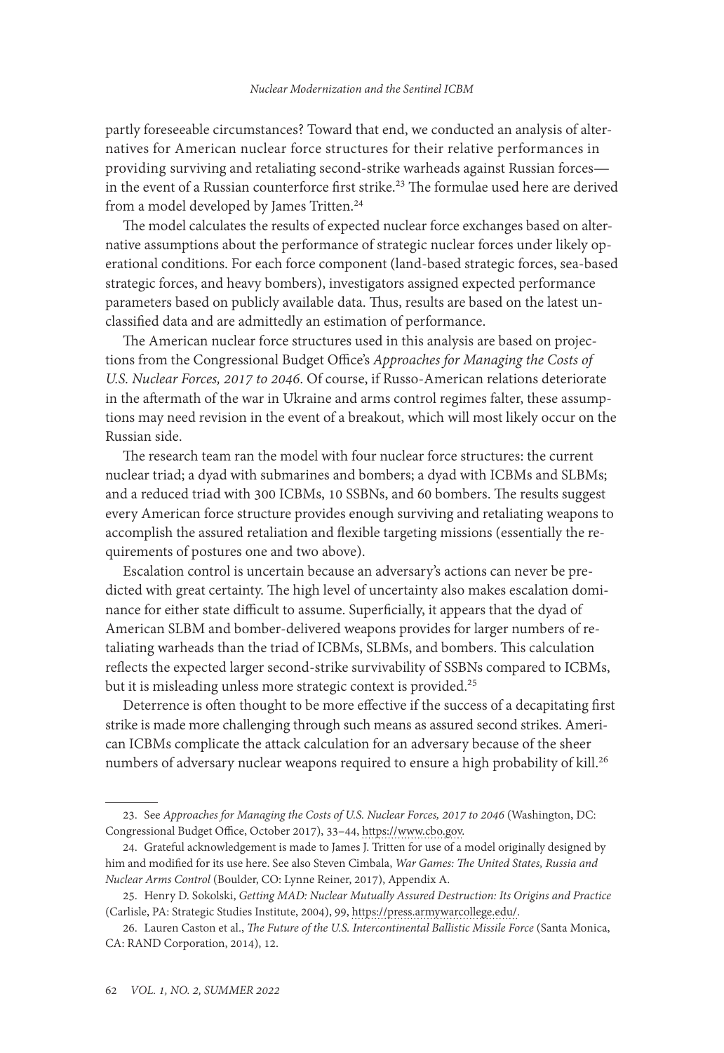partly foreseeable circumstances? Toward that end, we conducted an analysis of alternatives for American nuclear force structures for their relative performances in providing surviving and retaliating second-strike warheads against Russian forces—in the event of a Russian counterforce first strike.[23] The formulae used here are derived from a model developed by James Tritten.[24]

The model calculates the results of expected nuclear force exchanges based on alternative assumptions about the performance of strategic nuclear forces under likely operational conditions. For each force component (land-based strategic forces, sea-based strategic forces, and heavy bombers), investigators assigned expected performance parameters based on publicly available data. Thus, results are based on the latest unclassified data and are admittedly an estimation of performance.

The American nuclear force structures used in this analysis are based on projections from the Congressional Budget Office's *Approaches for Managing the Costs of U.S. Nuclear Forces, 2017 to 2046*. Of course, if Russo-American relations deteriorate in the aftermath of the war in Ukraine and arms control regimes falter, these assumptions may need revision in the event of a breakout, which will most likely occur on the Russian side.

The research team ran the model with four nuclear force structures: the current nuclear triad; a dyad with submarines and bombers; a dyad with ICBMs and SLBMs; and a reduced triad with 300 ICBMs, 10 SSBNs, and 60 bombers. The results suggest every American force structure provides enough surviving and retaliating weapons to accomplish the assured retaliation and flexible targeting missions (essentially the requirements of postures one and two above).

Escalation control is uncertain because an adversary's actions can never be predicted with great certainty. The high level of uncertainty also makes escalation dominance for either state difficult to assume. Superficially, it appears that the dyad of American SLBM and bomber-delivered weapons provides for larger numbers of retaliating warheads than the triad of ICBMs, SLBMs, and bombers. This calculation reflects the expected larger second-strike survivability of SSBNs compared to ICBMs, but it is misleading unless more strategic context is provided.[25]

Deterrence is often thought to be more effective if the success of a decapitating first strike is made more challenging through such means as assured second strikes. American ICBMs complicate the attack calculation for an adversary because of the sheer numbers of adversary nuclear weapons required to ensure a high probability of kill.[26]

---

23. See *Approaches for Managing the Costs of U.S. Nuclear Forces, 2017 to 2046* (Washington, DC: Congressional Budget Office, October 2017), 33–44, https://www.cbo.gov.

24. Grateful acknowledgement is made to James J. Tritten for use of a model originally designed by him and modified for its use here. See also Steven Cimbala, *War Games: The United States, Russia and Nuclear Arms Control* (Boulder, CO: Lynne Reiner, 2017), Appendix A.

25. Henry D. Sokolski, *Getting MAD: Nuclear Mutually Assured Destruction: Its Origins and Practice* (Carlisle, PA: Strategic Studies Institute, 2004), 99, https://press.armywarcollege.edu/.

26. Lauren Caston et al., *The Future of the U.S. Intercontinental Ballistic Missile Force* (Santa Monica, CA: RAND Corporation, 2014), 12.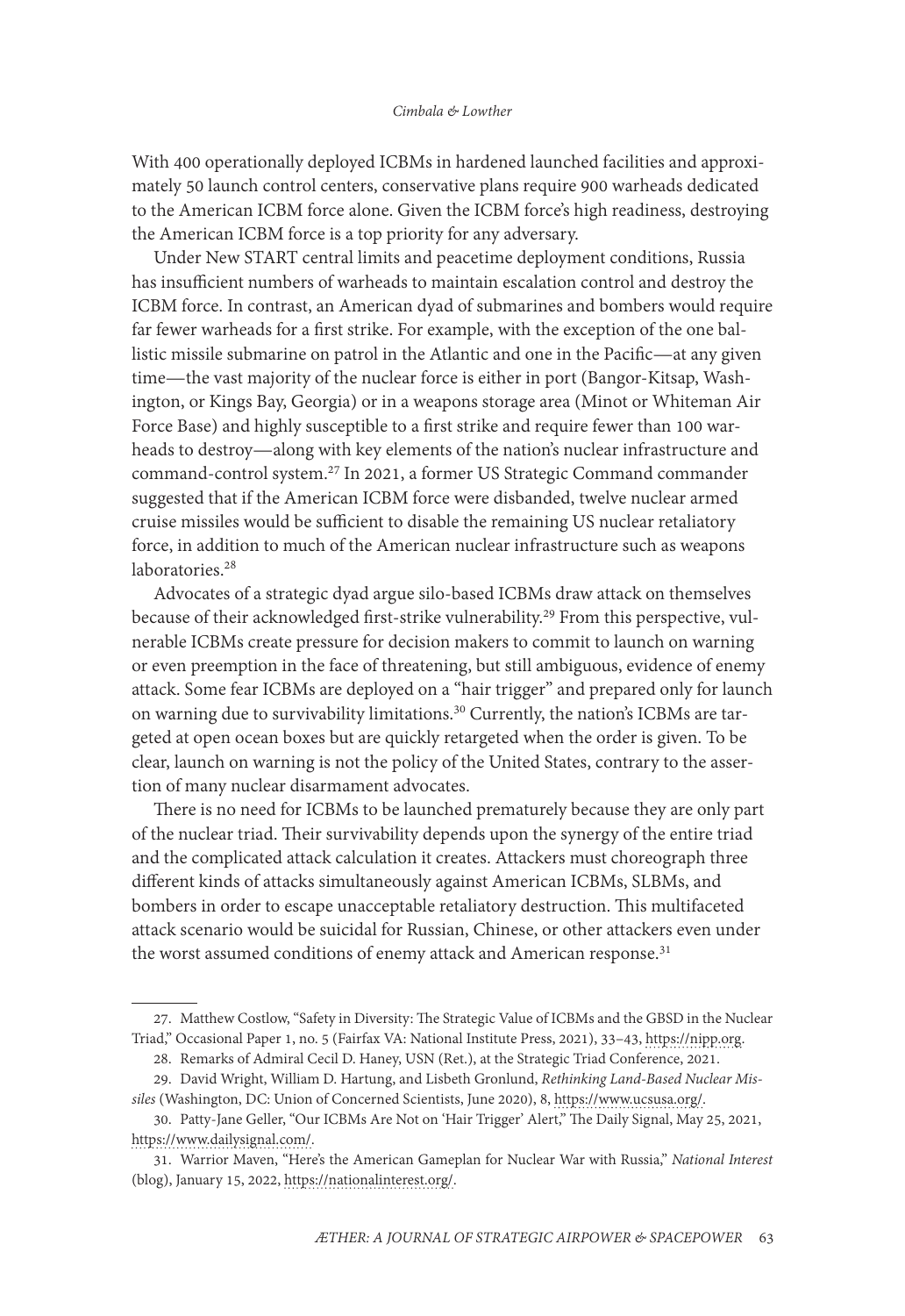With 400 operationally deployed ICBMs in hardened launched facilities and approximately 50 launch control centers, conservative plans require 900 warheads dedicated to the American ICBM force alone. Given the ICBM force's high readiness, destroying the American ICBM force is a top priority for any adversary.

Under New START central limits and peacetime deployment conditions, Russia has insufficient numbers of warheads to maintain escalation control and destroy the ICBM force. In contrast, an American dyad of submarines and bombers would require far fewer warheads for a first strike. For example, with the exception of the one ballistic missile submarine on patrol in the Atlantic and one in the Pacific—at any given time—the vast majority of the nuclear force is either in port (Bangor-Kitsap, Washington, or Kings Bay, Georgia) or in a weapons storage area (Minot or Whiteman Air Force Base) and highly susceptible to a first strike and require fewer than 100 warheads to destroy—along with key elements of the nation's nuclear infrastructure and command-control system.[27] In 2021, a former US Strategic Command commander suggested that if the American ICBM force were disbanded, twelve nuclear armed cruise missiles would be sufficient to disable the remaining US nuclear retaliatory force, in addition to much of the American nuclear infrastructure such as weapons laboratories.[28]

Advocates of a strategic dyad argue silo-based ICBMs draw attack on themselves because of their acknowledged first-strike vulnerability.[29] From this perspective, vulnerable ICBMs create pressure for decision makers to commit to launch on warning or even preemption in the face of threatening, but still ambiguous, evidence of enemy attack. Some fear ICBMs are deployed on a "hair trigger" and prepared only for launch on warning due to survivability limitations.[30] Currently, the nation's ICBMs are targeted at open ocean boxes but are quickly retargeted when the order is given. To be clear, launch on warning is not the policy of the United States, contrary to the assertion of many nuclear disarmament advocates.

There is no need for ICBMs to be launched prematurely because they are only part of the nuclear triad. Their survivability depends upon the synergy of the entire triad and the complicated attack calculation it creates. Attackers must choreograph three different kinds of attacks simultaneously against American ICBMs, SLBMs, and bombers in order to escape unacceptable retaliatory destruction. This multifaceted attack scenario would be suicidal for Russian, Chinese, or other attackers even under the worst assumed conditions of enemy attack and American response.[31]

---

27. Matthew Costlow, "Safety in Diversity: The Strategic Value of ICBMs and the GBSD in the Nuclear Triad," Occasional Paper 1, no. 5 (Fairfax VA: National Institute Press, 2021), 33–43, https://nipp.org.

28. Remarks of Admiral Cecil D. Haney, USN (Ret.), at the Strategic Triad Conference, 2021.

29. David Wright, William D. Hartung, and Lisbeth Gronlund, *Rethinking Land-Based Nuclear Missiles* (Washington, DC: Union of Concerned Scientists, June 2020), 8, https://www.ucsusa.org/.

30. Patty-Jane Geller, "Our ICBMs Are Not on 'Hair Trigger' Alert," The Daily Signal, May 25, 2021, https://www.dailysignal.com/.

31. Warrior Maven, "Here's the American Gameplan for Nuclear War with Russia," *National Interest* (blog), January 15, 2022, https://nationalinterest.org/.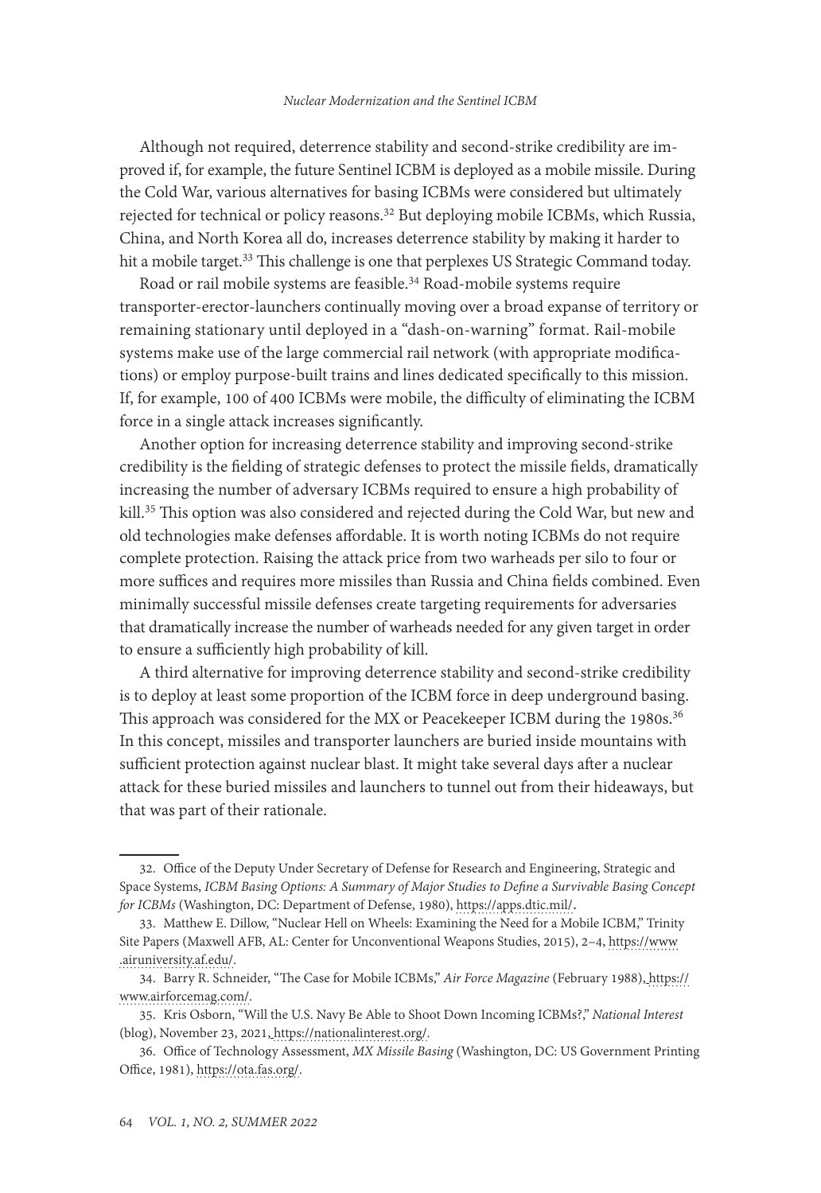Although not required, deterrence stability and second-strike credibility are improved if, for example, the future Sentinel ICBM is deployed as a mobile missile. During the Cold War, various alternatives for basing ICBMs were considered but ultimately rejected for technical or policy reasons.[32] But deploying mobile ICBMs, which Russia, China, and North Korea all do, increases deterrence stability by making it harder to hit a mobile target.[33] This challenge is one that perplexes US Strategic Command today.

Road or rail mobile systems are feasible.[34] Road-mobile systems require transporter-erector-launchers continually moving over a broad expanse of territory or remaining stationary until deployed in a "dash-on-warning" format. Rail-mobile systems make use of the large commercial rail network (with appropriate modifications) or employ purpose-built trains and lines dedicated specifically to this mission. If, for example, 100 of 400 ICBMs were mobile, the difficulty of eliminating the ICBM force in a single attack increases significantly.

Another option for increasing deterrence stability and improving second-strike credibility is the fielding of strategic defenses to protect the missile fields, dramatically increasing the number of adversary ICBMs required to ensure a high probability of kill.[35] This option was also considered and rejected during the Cold War, but new and old technologies make defenses affordable. It is worth noting ICBMs do not require complete protection. Raising the attack price from two warheads per silo to four or more suffices and requires more missiles than Russia and China fields combined. Even minimally successful missile defenses create targeting requirements for adversaries that dramatically increase the number of warheads needed for any given target in order to ensure a sufficiently high probability of kill.

A third alternative for improving deterrence stability and second-strike credibility is to deploy at least some proportion of the ICBM force in deep underground basing. This approach was considered for the MX or Peacekeeper ICBM during the 1980s.[36] In this concept, missiles and transporter launchers are buried inside mountains with sufficient protection against nuclear blast. It might take several days after a nuclear attack for these buried missiles and launchers to tunnel out from their hideaways, but that was part of their rationale.

---

32. Office of the Deputy Under Secretary of Defense for Research and Engineering, Strategic and Space Systems, *ICBM Basing Options: A Summary of Major Studies to Define a Survivable Basing Concept for ICBMs* (Washington, DC: Department of Defense, 1980), https://apps.dtic.mil/.

33. Matthew E. Dillow, "Nuclear Hell on Wheels: Examining the Need for a Mobile ICBM," Trinity Site Papers (Maxwell AFB, AL: Center for Unconventional Weapons Studies, 2015), 2–4, https://www.airuniversity.af.edu/.

34. Barry R. Schneider, "The Case for Mobile ICBMs," *Air Force Magazine* (February 1988), https://www.airforcemag.com/.

35. Kris Osborn, "Will the U.S. Navy Be Able to Shoot Down Incoming ICBMs?," *National Interest* (blog), November 23, 2021, https://nationalinterest.org/.

36. Office of Technology Assessment, *MX Missile Basing* (Washington, DC: US Government Printing Office, 1981), https://ota.fas.org/.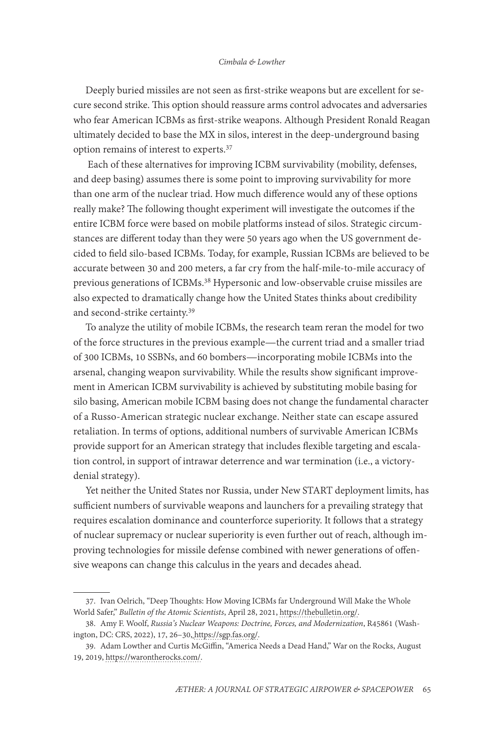Deeply buried missiles are not seen as first-strike weapons but are excellent for secure second strike. This option should reassure arms control advocates and adversaries who fear American ICBMs as first-strike weapons. Although President Ronald Reagan ultimately decided to base the MX in silos, interest in the deep-underground basing option remains of interest to experts.[37]

Each of these alternatives for improving ICBM survivability (mobility, defenses, and deep basing) assumes there is some point to improving survivability for more than one arm of the nuclear triad. How much difference would any of these options really make? The following thought experiment will investigate the outcomes if the entire ICBM force were based on mobile platforms instead of silos. Strategic circumstances are different today than they were 50 years ago when the US government decided to field silo-based ICBMs. Today, for example, Russian ICBMs are believed to be accurate between 30 and 200 meters, a far cry from the half-mile-to-mile accuracy of previous generations of ICBMs.[38] Hypersonic and low-observable cruise missiles are also expected to dramatically change how the United States thinks about credibility and second-strike certainty.[39]

To analyze the utility of mobile ICBMs, the research team reran the model for two of the force structures in the previous example—the current triad and a smaller triad of 300 ICBMs, 10 SSBNs, and 60 bombers—incorporating mobile ICBMs into the arsenal, changing weapon survivability. While the results show significant improvement in American ICBM survivability is achieved by substituting mobile basing for silo basing, American mobile ICBM basing does not change the fundamental character of a Russo-American strategic nuclear exchange. Neither state can escape assured retaliation. In terms of options, additional numbers of survivable American ICBMs provide support for an American strategy that includes flexible targeting and escalation control, in support of intrawar deterrence and war termination (i.e., a victory-denial strategy).

Yet neither the United States nor Russia, under New START deployment limits, has sufficient numbers of survivable weapons and launchers for a prevailing strategy that requires escalation dominance and counterforce superiority. It follows that a strategy of nuclear supremacy or nuclear superiority is even further out of reach, although improving technologies for missile defense combined with newer generations of offensive weapons can change this calculus in the years and decades ahead.

---

37. Ivan Oelrich, "Deep Thoughts: How Moving ICBMs far Underground Will Make the Whole World Safer," *Bulletin of the Atomic Scientists*, April 28, 2021, https://thebulletin.org/.

38. Amy F. Woolf, *Russia's Nuclear Weapons: Doctrine, Forces, and Modernization*, R45861 (Washington, DC: CRS, 2022), 17, 26–30, https://sgp.fas.org/.

39. Adam Lowther and Curtis McGiffin, "America Needs a Dead Hand," War on the Rocks, August 19, 2019, https://warontherocks.com/.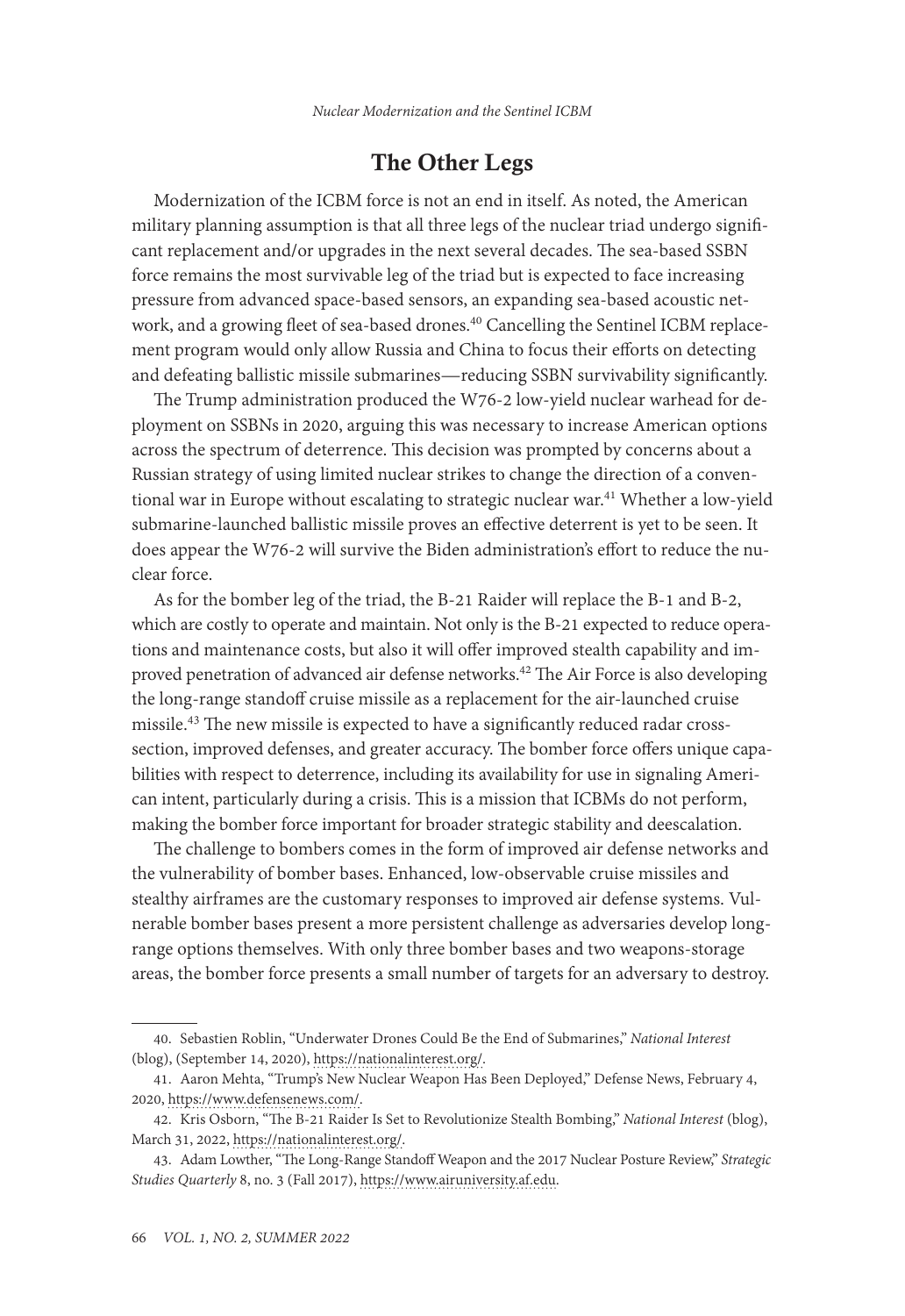## The Other Legs

Modernization of the ICBM force is not an end in itself. As noted, the American military planning assumption is that all three legs of the nuclear triad undergo significant replacement and/or upgrades in the next several decades. The sea-based SSBN force remains the most survivable leg of the triad but is expected to face increasing pressure from advanced space-based sensors, an expanding sea-based acoustic network, and a growing fleet of sea-based drones.[40] Cancelling the Sentinel ICBM replacement program would only allow Russia and China to focus their efforts on detecting and defeating ballistic missile submarines—reducing SSBN survivability significantly.

The Trump administration produced the W76-2 low-yield nuclear warhead for deployment on SSBNs in 2020, arguing this was necessary to increase American options across the spectrum of deterrence. This decision was prompted by concerns about a Russian strategy of using limited nuclear strikes to change the direction of a conventional war in Europe without escalating to strategic nuclear war.[41] Whether a low-yield submarine-launched ballistic missile proves an effective deterrent is yet to be seen. It does appear the W76-2 will survive the Biden administration's effort to reduce the nuclear force.

As for the bomber leg of the triad, the B-21 Raider will replace the B-1 and B-2, which are costly to operate and maintain. Not only is the B-21 expected to reduce operations and maintenance costs, but also it will offer improved stealth capability and improved penetration of advanced air defense networks.[42] The Air Force is also developing the long-range standoff cruise missile as a replacement for the air-launched cruise missile.[43] The new missile is expected to have a significantly reduced radar cross-section, improved defenses, and greater accuracy. The bomber force offers unique capabilities with respect to deterrence, including its availability for use in signaling American intent, particularly during a crisis. This is a mission that ICBMs do not perform, making the bomber force important for broader strategic stability and deescalation.

The challenge to bombers comes in the form of improved air defense networks and the vulnerability of bomber bases. Enhanced, low-observable cruise missiles and stealthy airframes are the customary responses to improved air defense systems. Vulnerable bomber bases present a more persistent challenge as adversaries develop long-range options themselves. With only three bomber bases and two weapons-storage areas, the bomber force presents a small number of targets for an adversary to destroy.

---

40. Sebastien Roblin, "Underwater Drones Could Be the End of Submarines," *National Interest* (blog), (September 14, 2020), https://nationalinterest.org/.

41. Aaron Mehta, "Trump's New Nuclear Weapon Has Been Deployed," Defense News, February 4, 2020, https://www.defensenews.com/.

42. Kris Osborn, "The B-21 Raider Is Set to Revolutionize Stealth Bombing," *National Interest* (blog), March 31, 2022, https://nationalinterest.org/.

43. Adam Lowther, "The Long-Range Standoff Weapon and the 2017 Nuclear Posture Review," *Strategic Studies Quarterly* 8, no. 3 (Fall 2017), https://www.airuniversity.af.edu.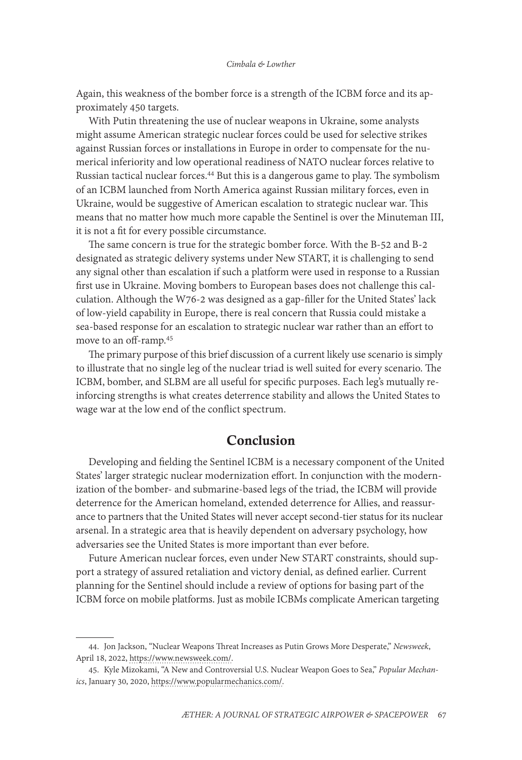Again, this weakness of the bomber force is a strength of the ICBM force and its approximately 450 targets.

With Putin threatening the use of nuclear weapons in Ukraine, some analysts might assume American strategic nuclear forces could be used for selective strikes against Russian forces or installations in Europe in order to compensate for the numerical inferiority and low operational readiness of NATO nuclear forces relative to Russian tactical nuclear forces.[44] But this is a dangerous game to play. The symbolism of an ICBM launched from North America against Russian military forces, even in Ukraine, would be suggestive of American escalation to strategic nuclear war. This means that no matter how much more capable the Sentinel is over the Minuteman III, it is not a fit for every possible circumstance.

The same concern is true for the strategic bomber force. With the B-52 and B-2 designated as strategic delivery systems under New START, it is challenging to send any signal other than escalation if such a platform were used in response to a Russian first use in Ukraine. Moving bombers to European bases does not challenge this calculation. Although the W76-2 was designed as a gap-filler for the United States' lack of low-yield capability in Europe, there is real concern that Russia could mistake a sea-based response for an escalation to strategic nuclear war rather than an effort to move to an off-ramp.[45]

The primary purpose of this brief discussion of a current likely use scenario is simply to illustrate that no single leg of the nuclear triad is well suited for every scenario. The ICBM, bomber, and SLBM are all useful for specific purposes. Each leg's mutually reinforcing strengths is what creates deterrence stability and allows the United States to wage war at the low end of the conflict spectrum.

## Conclusion

Developing and fielding the Sentinel ICBM is a necessary component of the United States' larger strategic nuclear modernization effort. In conjunction with the modernization of the bomber- and submarine-based legs of the triad, the ICBM will provide deterrence for the American homeland, extended deterrence for Allies, and reassurance to partners that the United States will never accept second-tier status for its nuclear arsenal. In a strategic area that is heavily dependent on adversary psychology, how adversaries see the United States is more important than ever before.

Future American nuclear forces, even under New START constraints, should support a strategy of assured retaliation and victory denial, as defined earlier. Current planning for the Sentinel should include a review of options for basing part of the ICBM force on mobile platforms. Just as mobile ICBMs complicate American targeting

---

44. Jon Jackson, "Nuclear Weapons Threat Increases as Putin Grows More Desperate," *Newsweek*, April 18, 2022, https://www.newsweek.com/.

45. Kyle Mizokami, "A New and Controversial U.S. Nuclear Weapon Goes to Sea," *Popular Mechanics*, January 30, 2020, https://www.popularmechanics.com/.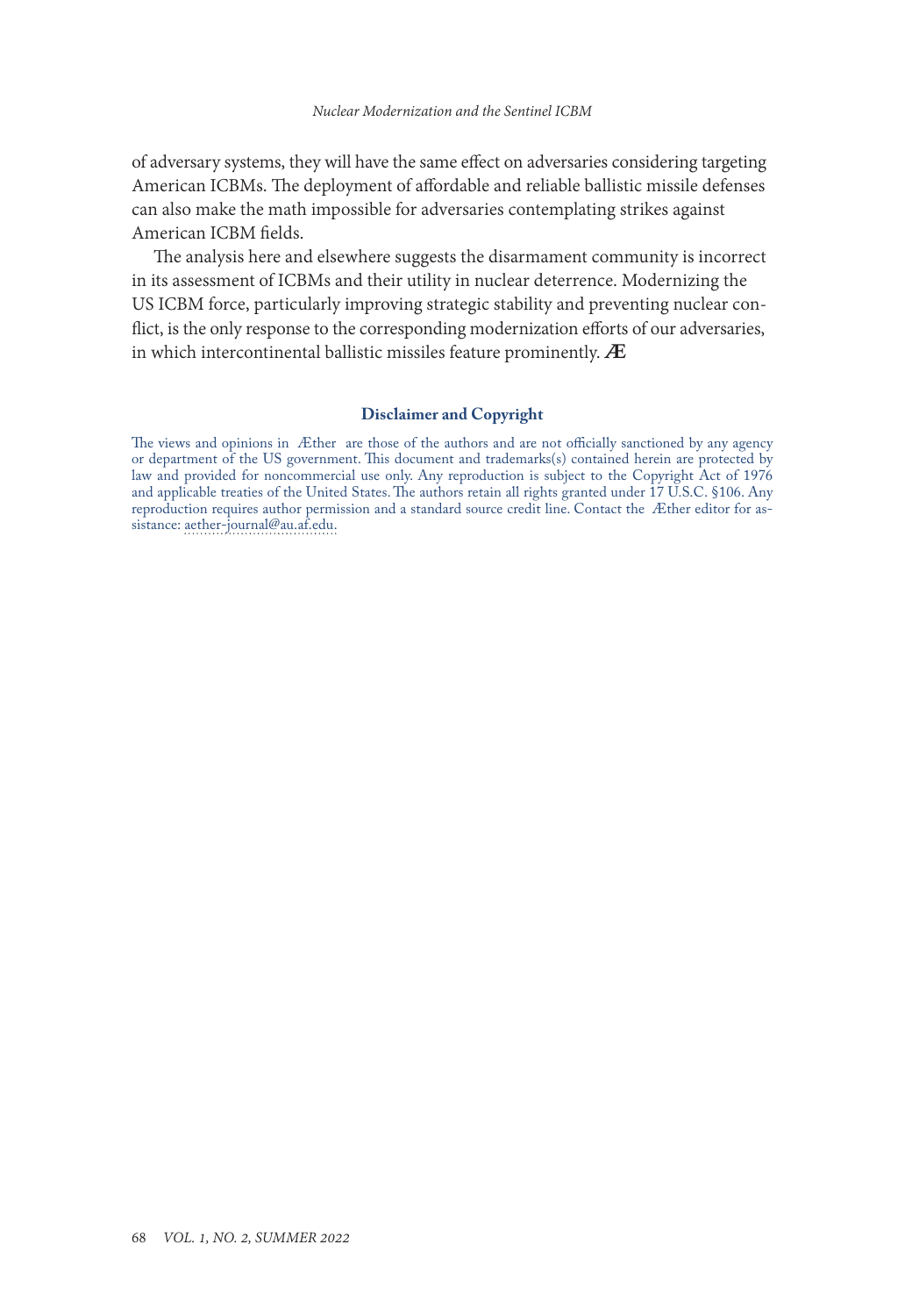of adversary systems, they will have the same effect on adversaries considering targeting American ICBMs. The deployment of affordable and reliable ballistic missile defenses can also make the math impossible for adversaries contemplating strikes against American ICBM fields.

The analysis here and elsewhere suggests the disarmament community is incorrect in its assessment of ICBMs and their utility in nuclear deterrence. Modernizing the US ICBM force, particularly improving strategic stability and preventing nuclear conflict, is the only response to the corresponding modernization efforts of our adversaries, in which intercontinental ballistic missiles feature prominently. **Æ**

### Disclaimer and Copyright

The views and opinions in Æther are those of the authors and are not officially sanctioned by any agency or department of the US government. This document and trademarks(s) contained herein are protected by law and provided for noncommercial use only. Any reproduction is subject to the Copyright Act of 1976 and applicable treaties of the United States. The authors retain all rights granted under 17 U.S.C. §106. Any reproduction requires author permission and a standard source credit line. Contact the Æther editor for assistance: aether-journal@au.af.edu.